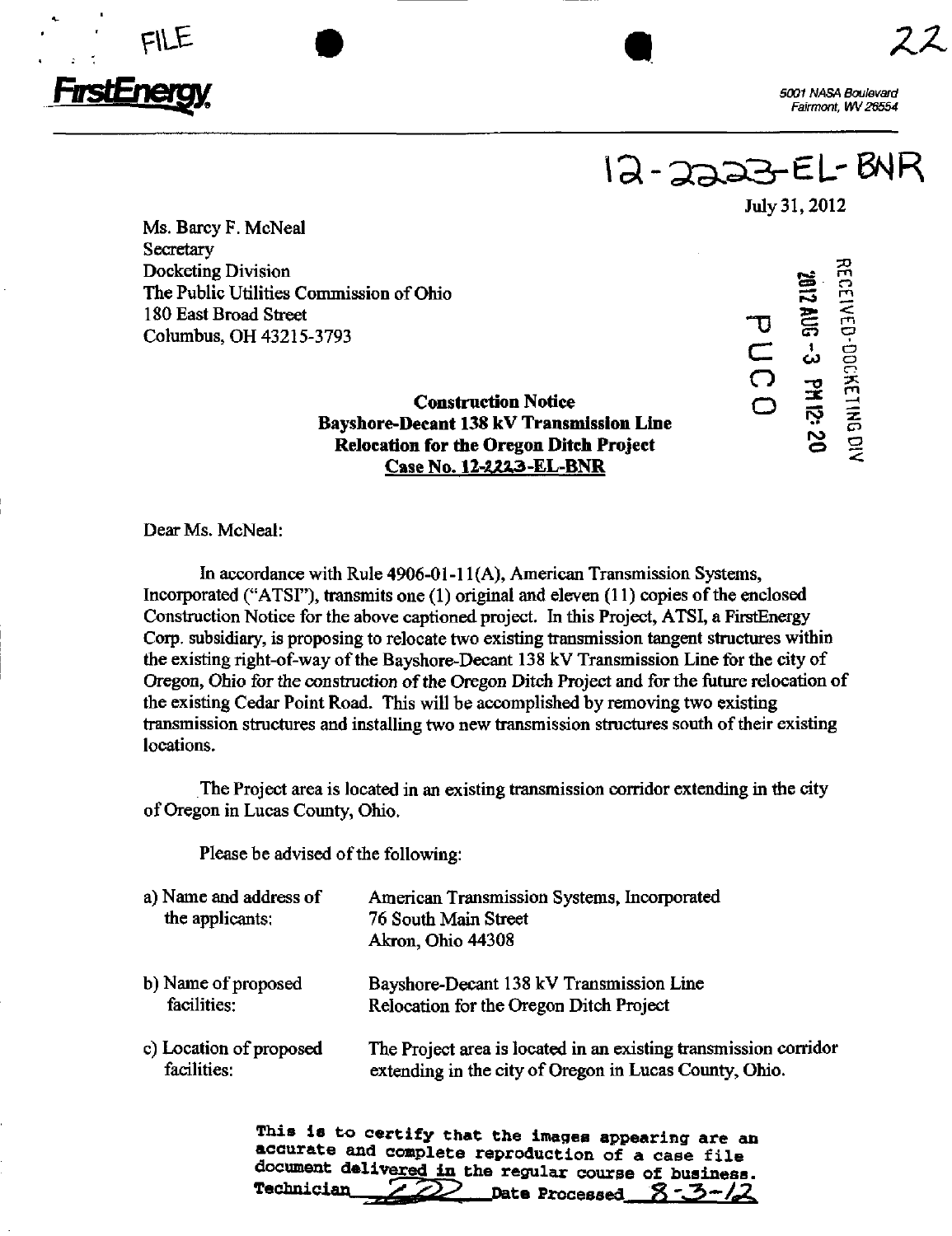FILE

**FirstEnergy**

5001 NASA Boulevard
Fairmont, WV 26554

12-2223-EL-BNR

July 31, 2012

RECEIVED-DOCKETING DIV
2012 AUG -3 PM 12:20
PUCO

Ms. Barcy F. McNeal
Secretary
Docketing Division
The Public Utilities Commission of Ohio
180 East Broad Street
Columbus, OH 43215-3793

**Construction Notice**
**Bayshore-Decant 138 kV Transmission Line**
**Relocation for the Oregon Ditch Project**
**Case No. 12-2223-EL-BNR**

Dear Ms. McNeal:

In accordance with Rule 4906-01-11(A), American Transmission Systems, Incorporated ("ATSI"), transmits one (1) original and eleven (11) copies of the enclosed Construction Notice for the above captioned project. In this Project, ATSI, a FirstEnergy Corp. subsidiary, is proposing to relocate two existing transmission tangent structures within the existing right-of-way of the Bayshore-Decant 138 kV Transmission Line for the city of Oregon, Ohio for the construction of the Oregon Ditch Project and for the future relocation of the existing Cedar Point Road. This will be accomplished by removing two existing transmission structures and installing two new transmission structures south of their existing locations.

The Project area is located in an existing transmission corridor extending in the city of Oregon in Lucas County, Ohio.

Please be advised of the following:

| | |
|---|---|
| a) Name and address of the applicants: | American Transmission Systems, Incorporated<br>76 South Main Street<br>Akron, Ohio 44308 |
| b) Name of proposed facilities: | Bayshore-Decant 138 kV Transmission Line<br>Relocation for the Oregon Ditch Project |
| c) Location of proposed facilities: | The Project area is located in an existing transmission corridor extending in the city of Oregon in Lucas County, Ohio. |

This is to certify that the images appearing are an accurate and complete reproduction of a case file document delivered in the regular course of business.
Technician ______ Date Processed 8-3-12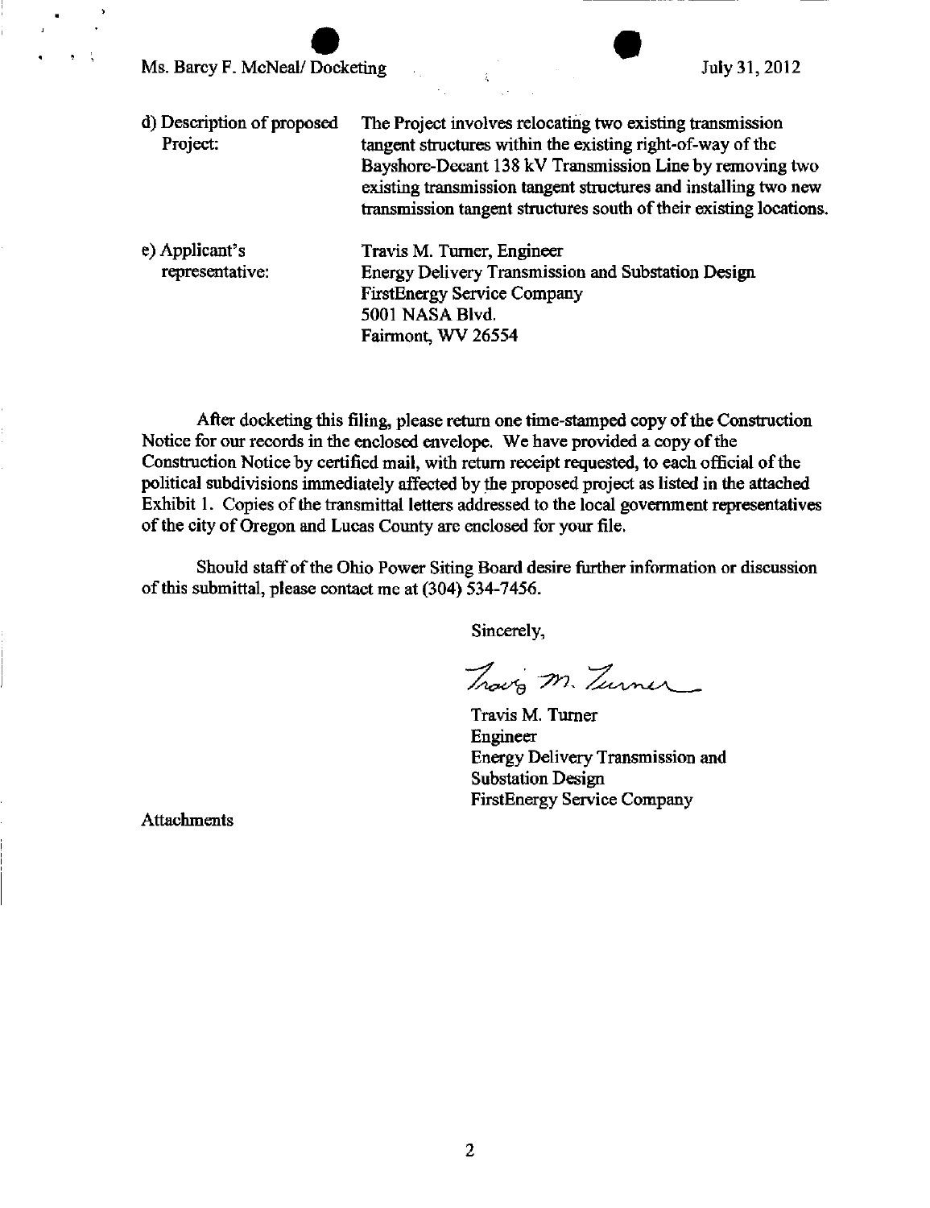Ms. Barcy F. McNeal/ Docketing July 31, 2012

| | |
|---|---|
| d) Description of proposed Project: | The Project involves relocating two existing transmission tangent structures within the existing right-of-way of the Bayshore-Decant 138 kV Transmission Line by removing two existing transmission tangent structures and installing two new transmission tangent structures south of their existing locations. |
| e) Applicant's representative: | Travis M. Turner, Engineer<br>Energy Delivery Transmission and Substation Design<br>FirstEnergy Service Company<br>5001 NASA Blvd.<br>Fairmont, WV 26554 |

After docketing this filing, please return one time-stamped copy of the Construction Notice for our records in the enclosed envelope. We have provided a copy of the Construction Notice by certified mail, with return receipt requested, to each official of the political subdivisions immediately affected by the proposed project as listed in the attached Exhibit 1. Copies of the transmittal letters addressed to the local government representatives of the city of Oregon and Lucas County are enclosed for your file.

Should staff of the Ohio Power Siting Board desire further information or discussion of this submittal, please contact me at (304) 534-7456.

Sincerely,

Travis M. Turner

Travis M. Turner
Engineer
Energy Delivery Transmission and Substation Design
FirstEnergy Service Company

Attachments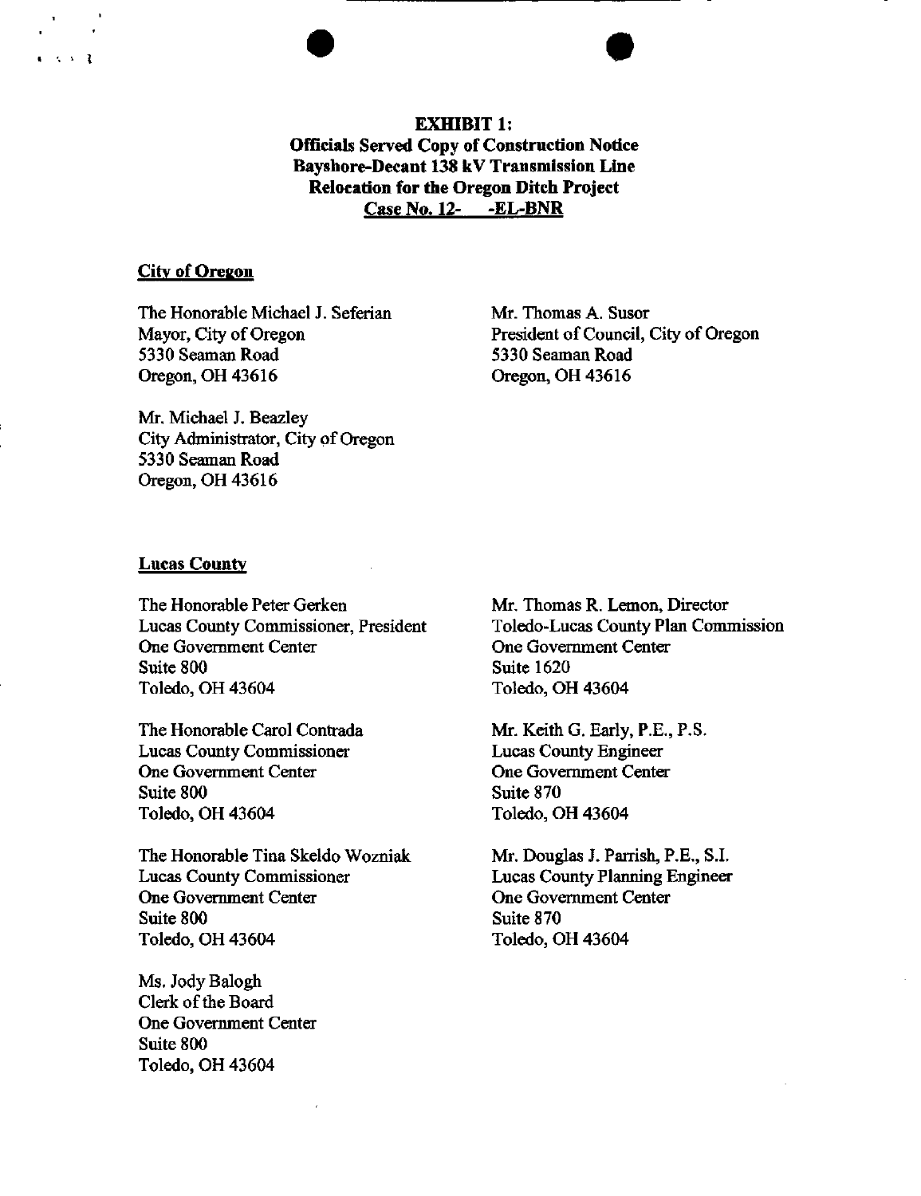**EXHIBIT 1:**
**Officials Served Copy of Construction Notice**
**Bayshore-Decant 138 kV Transmission Line**
**Relocation for the Oregon Ditch Project**
**Case No. 12- -EL-BNR**

**City of Oregon**

The Honorable Michael J. Seferian
Mayor, City of Oregon
5330 Seaman Road
Oregon, OH 43616

Mr. Thomas A. Susor
President of Council, City of Oregon
5330 Seaman Road
Oregon, OH 43616

Mr. Michael J. Beazley
City Administrator, City of Oregon
5330 Seaman Road
Oregon, OH 43616

**Lucas County**

The Honorable Peter Gerken
Lucas County Commissioner, President
One Government Center
Suite 800
Toledo, OH 43604

The Honorable Carol Contrada
Lucas County Commissioner
One Government Center
Suite 800
Toledo, OH 43604

The Honorable Tina Skeldo Wozniak
Lucas County Commissioner
One Government Center
Suite 800
Toledo, OH 43604

Ms. Jody Balogh
Clerk of the Board
One Government Center
Suite 800
Toledo, OH 43604

Mr. Thomas R. Lemon, Director
Toledo-Lucas County Plan Commission
One Government Center
Suite 1620
Toledo, OH 43604

Mr. Keith G. Early, P.E., P.S.
Lucas County Engineer
One Government Center
Suite 870
Toledo, OH 43604

Mr. Douglas J. Parrish, P.E., S.I.
Lucas County Planning Engineer
One Government Center
Suite 870
Toledo, OH 43604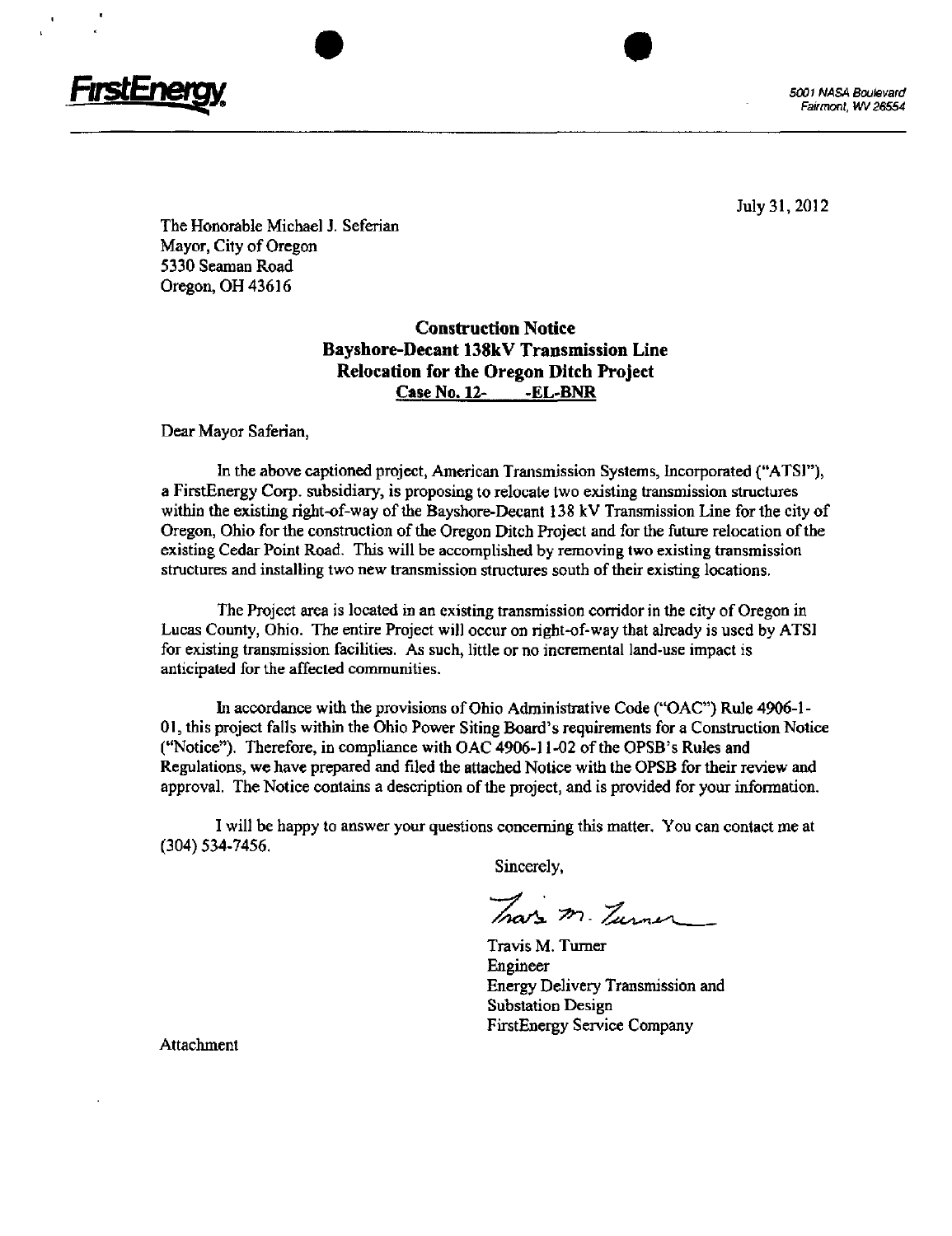**FirstEnergy**

5001 NASA Boulevard
Fairmont, WV 26554

July 31, 2012

The Honorable Michael J. Seferian
Mayor, City of Oregon
5330 Seaman Road
Oregon, OH 43616

**Construction Notice**
**Bayshore-Decant 138kV Transmission Line**
**Relocation for the Oregon Ditch Project**
**Case No. 12- -EL-BNR**

Dear Mayor Saferian,

In the above captioned project, American Transmission Systems, Incorporated ("ATSI"), a FirstEnergy Corp. subsidiary, is proposing to relocate two existing transmission structures within the existing right-of-way of the Bayshore-Decant 138 kV Transmission Line for the city of Oregon, Ohio for the construction of the Oregon Ditch Project and for the future relocation of the existing Cedar Point Road. This will be accomplished by removing two existing transmission structures and installing two new transmission structures south of their existing locations.

The Project area is located in an existing transmission corridor in the city of Oregon in Lucas County, Ohio. The entire Project will occur on right-of-way that already is used by ATSI for existing transmission facilities. As such, little or no incremental land-use impact is anticipated for the affected communities.

In accordance with the provisions of Ohio Administrative Code ("OAC") Rule 4906-1-01, this project falls within the Ohio Power Siting Board's requirements for a Construction Notice ("Notice"). Therefore, in compliance with OAC 4906-11-02 of the OPSB's Rules and Regulations, we have prepared and filed the attached Notice with the OPSB for their review and approval. The Notice contains a description of the project, and is provided for your information.

I will be happy to answer your questions concerning this matter. You can contact me at (304) 534-7456.

Sincerely,

Travis M. Turner
Engineer
Energy Delivery Transmission and Substation Design
FirstEnergy Service Company

Attachment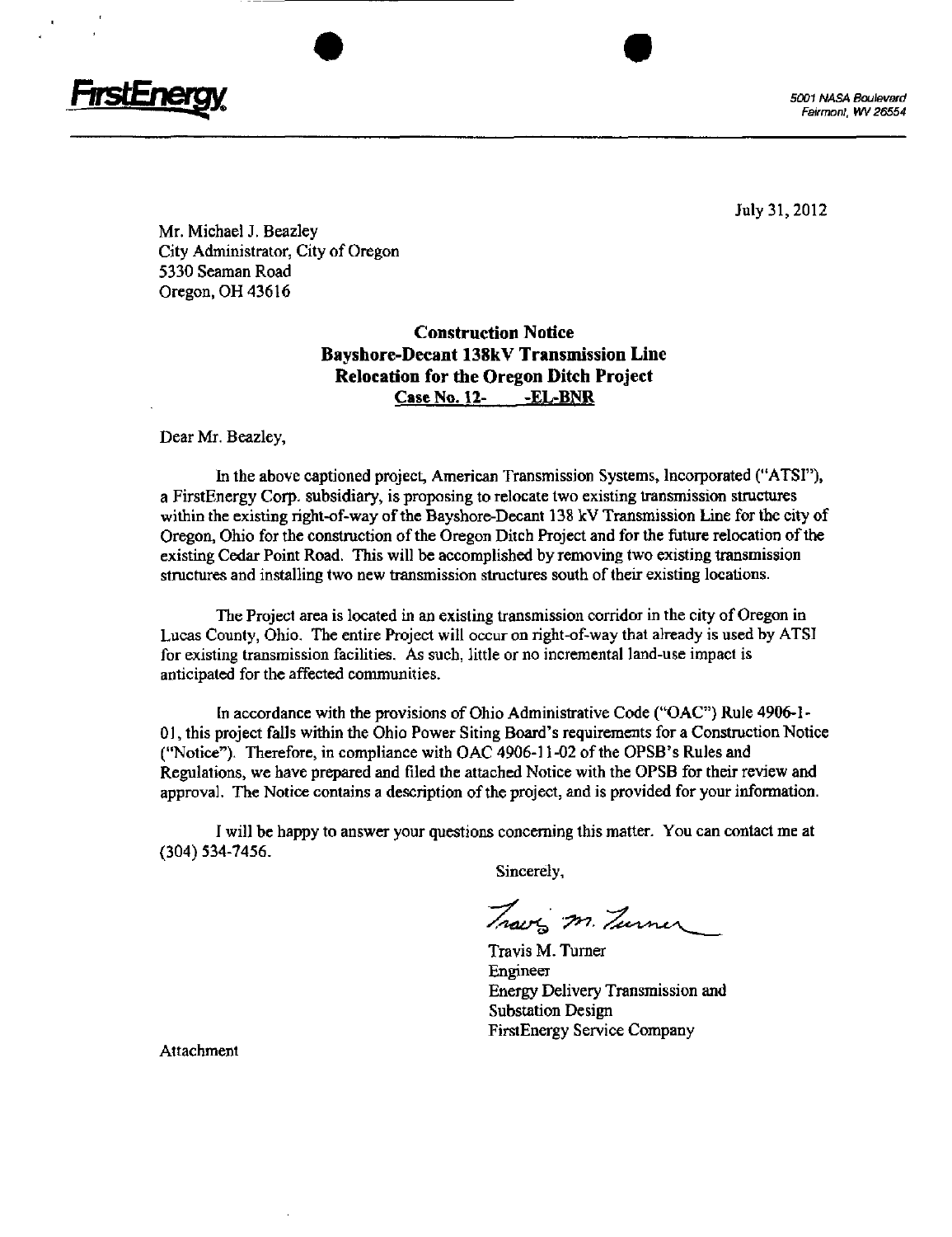**FirstEnergy**

*5001 NASA Boulevard*
*Fairmont, WV 26554*

July 31, 2012

Mr. Michael J. Beazley
City Administrator, City of Oregon
5330 Seaman Road
Oregon, OH 43616

**Construction Notice**
**Bayshore-Decant 138kV Transmission Line**
**Relocation for the Oregon Ditch Project**
**Case No. 12- -EL-BNR**

Dear Mr. Beazley,

In the above captioned project, American Transmission Systems, Incorporated ("ATSI"), a FirstEnergy Corp. subsidiary, is proposing to relocate two existing transmission structures within the existing right-of-way of the Bayshore-Decant 138 kV Transmission Line for the city of Oregon, Ohio for the construction of the Oregon Ditch Project and for the future relocation of the existing Cedar Point Road. This will be accomplished by removing two existing transmission structures and installing two new transmission structures south of their existing locations.

The Project area is located in an existing transmission corridor in the city of Oregon in Lucas County, Ohio. The entire Project will occur on right-of-way that already is used by ATSI for existing transmission facilities. As such, little or no incremental land-use impact is anticipated for the affected communities.

In accordance with the provisions of Ohio Administrative Code ("OAC") Rule 4906-1-01, this project falls within the Ohio Power Siting Board's requirements for a Construction Notice ("Notice"). Therefore, in compliance with OAC 4906-11-02 of the OPSB's Rules and Regulations, we have prepared and filed the attached Notice with the OPSB for their review and approval. The Notice contains a description of the project, and is provided for your information.

I will be happy to answer your questions concerning this matter. You can contact me at (304) 534-7456.

Sincerely,

Travis M. Turner
Engineer
Energy Delivery Transmission and Substation Design
FirstEnergy Service Company

Attachment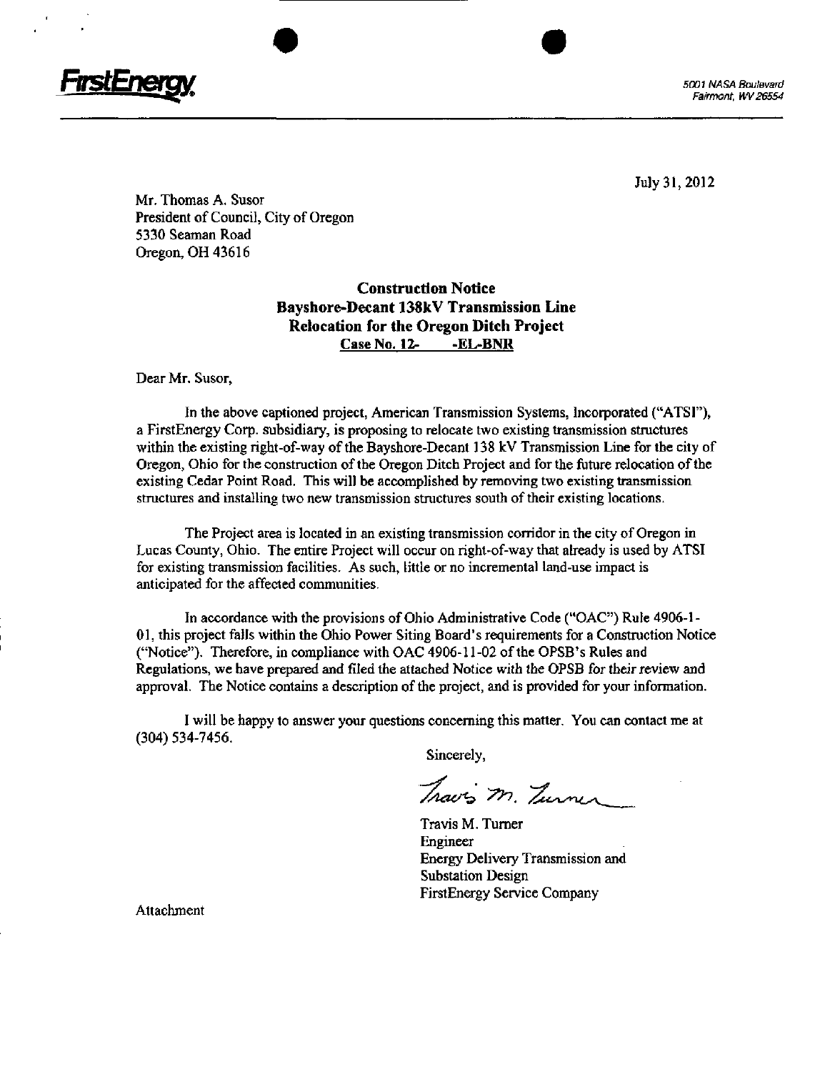**FirstEnergy**

*5001 NASA Boulevard*
*Fairmont, WV 26554*

July 31, 2012

Mr. Thomas A. Susor
President of Council, City of Oregon
5330 Seaman Road
Oregon, OH 43616

**Construction Notice**
**Bayshore-Decant 138kV Transmission Line**
**Relocation for the Oregon Ditch Project**
**Case No. 12- -EL-BNR**

Dear Mr. Susor,

In the above captioned project, American Transmission Systems, Incorporated ("ATSI"), a FirstEnergy Corp. subsidiary, is proposing to relocate two existing transmission structures within the existing right-of-way of the Bayshore-Decant 138 kV Transmission Line for the city of Oregon, Ohio for the construction of the Oregon Ditch Project and for the future relocation of the existing Cedar Point Road. This will be accomplished by removing two existing transmission structures and installing two new transmission structures south of their existing locations.

The Project area is located in an existing transmission corridor in the city of Oregon in Lucas County, Ohio. The entire Project will occur on right-of-way that already is used by ATSI for existing transmission facilities. As such, little or no incremental land-use impact is anticipated for the affected communities.

In accordance with the provisions of Ohio Administrative Code ("OAC") Rule 4906-1-01, this project falls within the Ohio Power Siting Board's requirements for a Construction Notice ("Notice"). Therefore, in compliance with OAC 4906-11-02 of the OPSB's Rules and Regulations, we have prepared and filed the attached Notice with the OPSB for their review and approval. The Notice contains a description of the project, and is provided for your information.

I will be happy to answer your questions concerning this matter. You can contact me at (304) 534-7456.

Sincerely,

Travis M. Turner

Travis M. Turner
Engineer
Energy Delivery Transmission and Substation Design
FirstEnergy Service Company

Attachment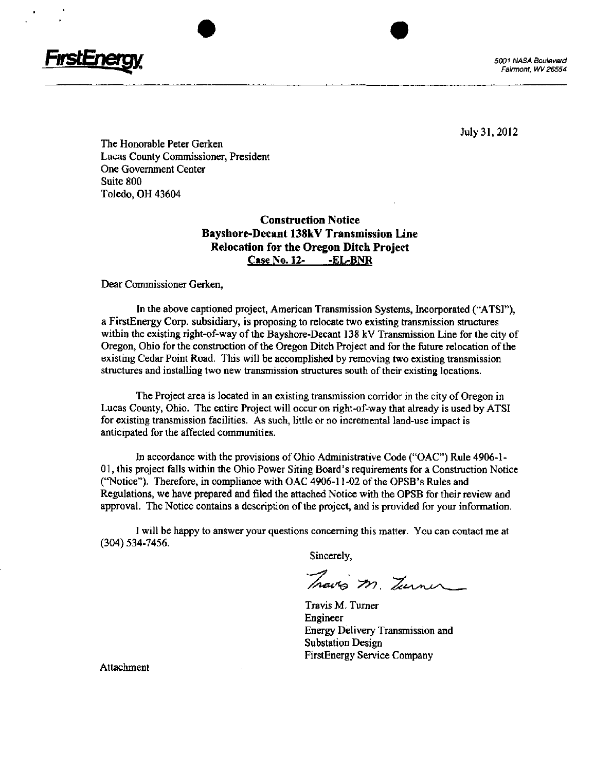**FirstEnergy**

5001 NASA Boulevard
Fairmont, WV 26554

July 31, 2012

The Honorable Peter Gerken
Lucas County Commissioner, President
One Government Center
Suite 800
Toledo, OH 43604

**Construction Notice**
**Bayshore-Decant 138kV Transmission Line**
**Relocation for the Oregon Ditch Project**
**Case No. 12- -EL-BNR**

Dear Commissioner Gerken,

In the above captioned project, American Transmission Systems, Incorporated ("ATSI"), a FirstEnergy Corp. subsidiary, is proposing to relocate two existing transmission structures within the existing right-of-way of the Bayshore-Decant 138 kV Transmission Line for the city of Oregon, Ohio for the construction of the Oregon Ditch Project and for the future relocation of the existing Cedar Point Road. This will be accomplished by removing two existing transmission structures and installing two new transmission structures south of their existing locations.

The Project area is located in an existing transmission corridor in the city of Oregon in Lucas County, Ohio. The entire Project will occur on right-of-way that already is used by ATSI for existing transmission facilities. As such, little or no incremental land-use impact is anticipated for the affected communities.

In accordance with the provisions of Ohio Administrative Code ("OAC") Rule 4906-1-01, this project falls within the Ohio Power Siting Board's requirements for a Construction Notice ("Notice"). Therefore, in compliance with OAC 4906-11-02 of the OPSB's Rules and Regulations, we have prepared and filed the attached Notice with the OPSB for their review and approval. The Notice contains a description of the project, and is provided for your information.

I will be happy to answer your questions concerning this matter. You can contact me at (304) 534-7456.

Sincerely,

Travis M. Turner

Travis M. Turner
Engineer
Energy Delivery Transmission and
Substation Design
FirstEnergy Service Company

Attachment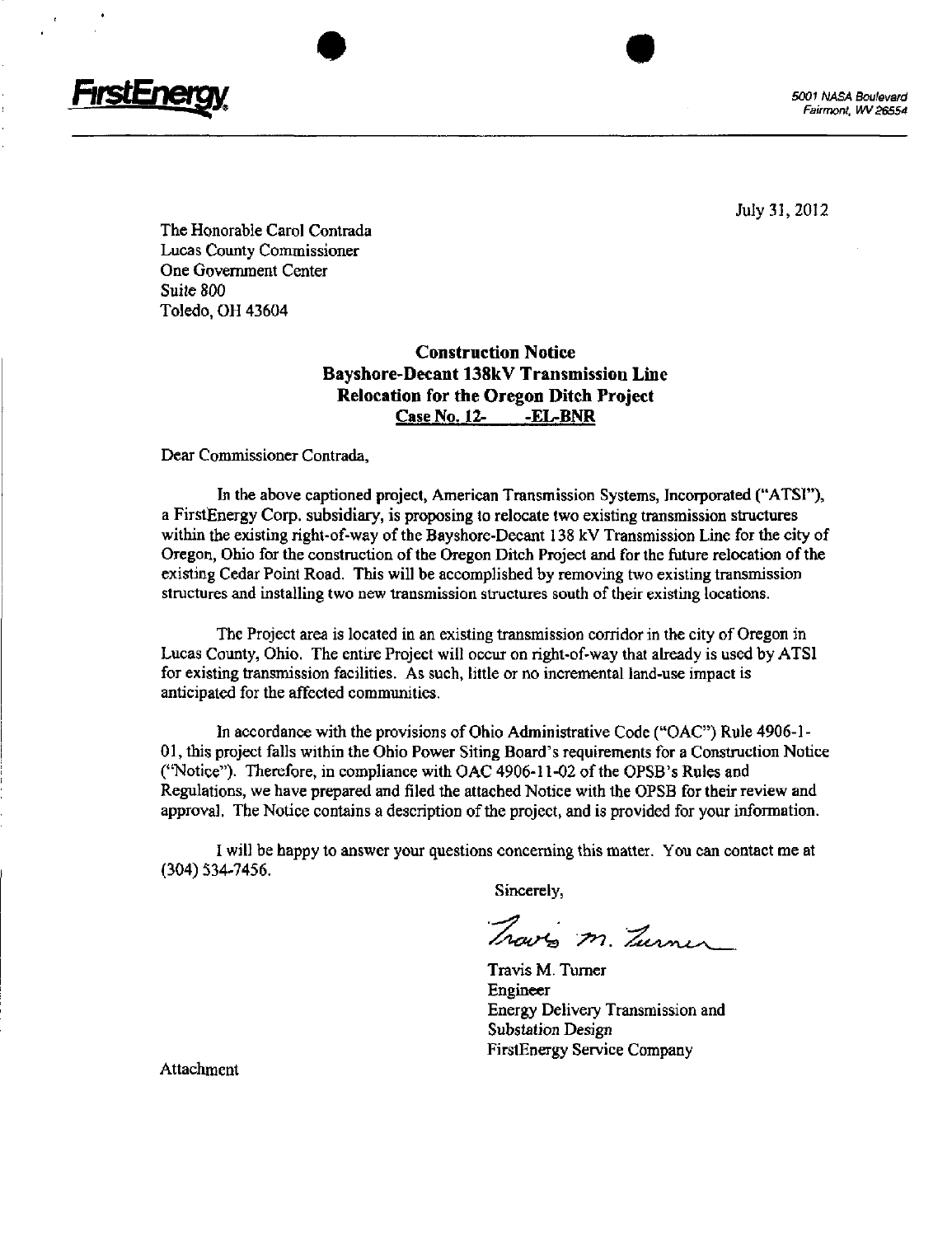FirstEnergy

5001 NASA Boulevard
Fairmont, WV 26554

July 31, 2012

The Honorable Carol Contrada
Lucas County Commissioner
One Government Center
Suite 800
Toledo, OH 43604

**Construction Notice**
**Bayshore-Decant 138kV Transmission Line**
**Relocation for the Oregon Ditch Project**
**Case No. 12- -EL-BNR**

Dear Commissioner Contrada,

In the above captioned project, American Transmission Systems, Incorporated ("ATSI"), a FirstEnergy Corp. subsidiary, is proposing to relocate two existing transmission structures within the existing right-of-way of the Bayshore-Decant 138 kV Transmission Line for the city of Oregon, Ohio for the construction of the Oregon Ditch Project and for the future relocation of the existing Cedar Point Road. This will be accomplished by removing two existing transmission structures and installing two new transmission structures south of their existing locations.

The Project area is located in an existing transmission corridor in the city of Oregon in Lucas County, Ohio. The entire Project will occur on right-of-way that already is used by ATSI for existing transmission facilities. As such, little or no incremental land-use impact is anticipated for the affected communities.

In accordance with the provisions of Ohio Administrative Code ("OAC") Rule 4906-1-01, this project falls within the Ohio Power Siting Board's requirements for a Construction Notice ("Notice"). Therefore, in compliance with OAC 4906-11-02 of the OPSB's Rules and Regulations, we have prepared and filed the attached Notice with the OPSB for their review and approval. The Notice contains a description of the project, and is provided for your information.

I will be happy to answer your questions concerning this matter. You can contact me at (304) 534-7456.

Sincerely,

Travis M. Turner

Travis M. Turner
Engineer
Energy Delivery Transmission and
Substation Design
FirstEnergy Service Company

Attachment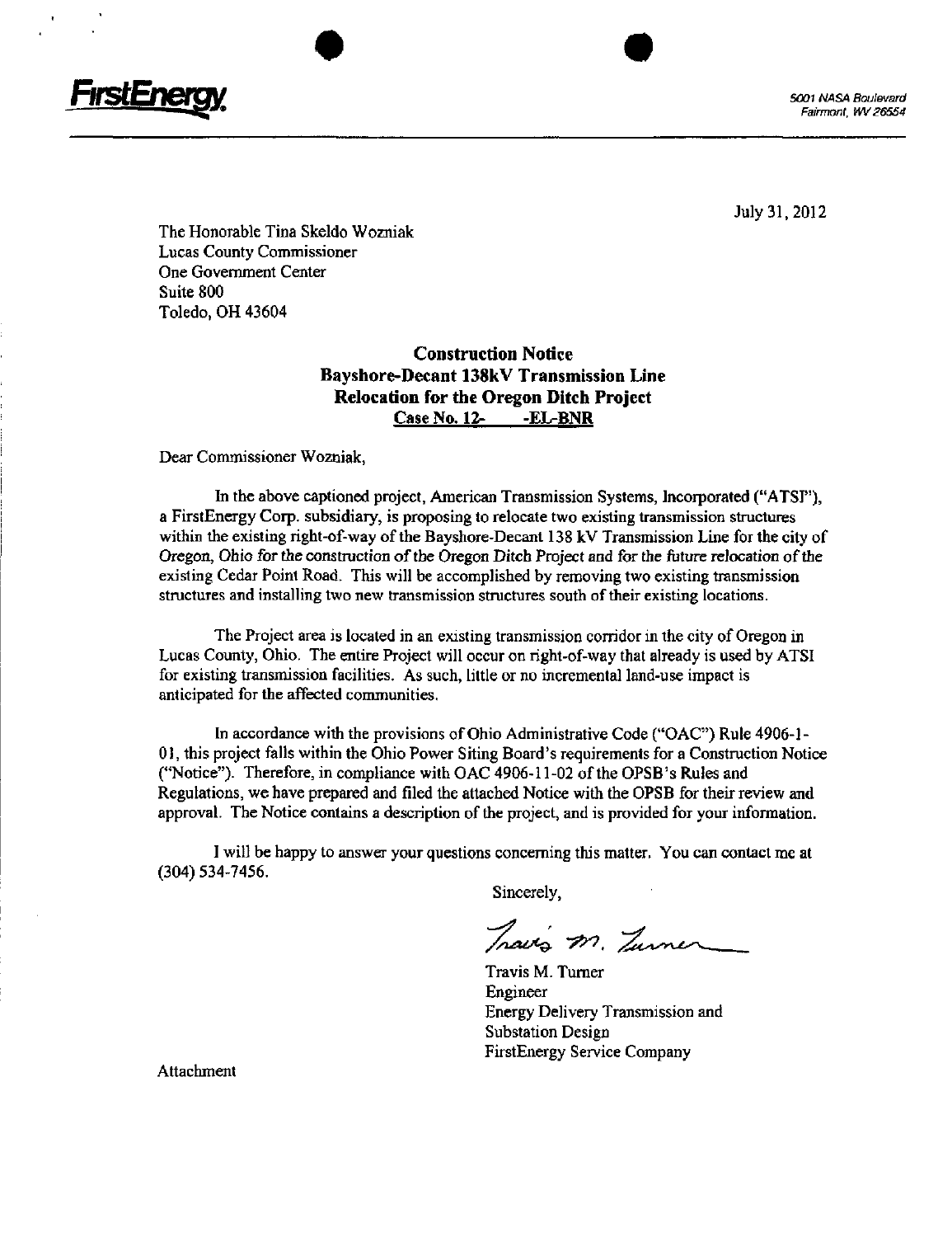FirstEnergy

5001 NASA Boulevard
Fairmont, WV 26554

July 31, 2012

The Honorable Tina Skeldo Wozniak
Lucas County Commissioner
One Government Center
Suite 800
Toledo, OH 43604

**Construction Notice**
**Bayshore-Decant 138kV Transmission Line**
**Relocation for the Oregon Ditch Project**
**Case No. 12- -EL-BNR**

Dear Commissioner Wozniak,

In the above captioned project, American Transmission Systems, Incorporated ("ATSI"), a FirstEnergy Corp. subsidiary, is proposing to relocate two existing transmission structures within the existing right-of-way of the Bayshore-Decant 138 kV Transmission Line for the city of Oregon, Ohio for the construction of the Oregon Ditch Project and for the future relocation of the existing Cedar Point Road. This will be accomplished by removing two existing transmission structures and installing two new transmission structures south of their existing locations.

The Project area is located in an existing transmission corridor in the city of Oregon in Lucas County, Ohio. The entire Project will occur on right-of-way that already is used by ATSI for existing transmission facilities. As such, little or no incremental land-use impact is anticipated for the affected communities.

In accordance with the provisions of Ohio Administrative Code ("OAC") Rule 4906-1-01, this project falls within the Ohio Power Siting Board's requirements for a Construction Notice ("Notice"). Therefore, in compliance with OAC 4906-11-02 of the OPSB's Rules and Regulations, we have prepared and filed the attached Notice with the OPSB for their review and approval. The Notice contains a description of the project, and is provided for your information.

I will be happy to answer your questions concerning this matter. You can contact me at (304) 534-7456.

Sincerely,

Travis M. Turner

Travis M. Turner
Engineer
Energy Delivery Transmission and Substation Design
FirstEnergy Service Company

Attachment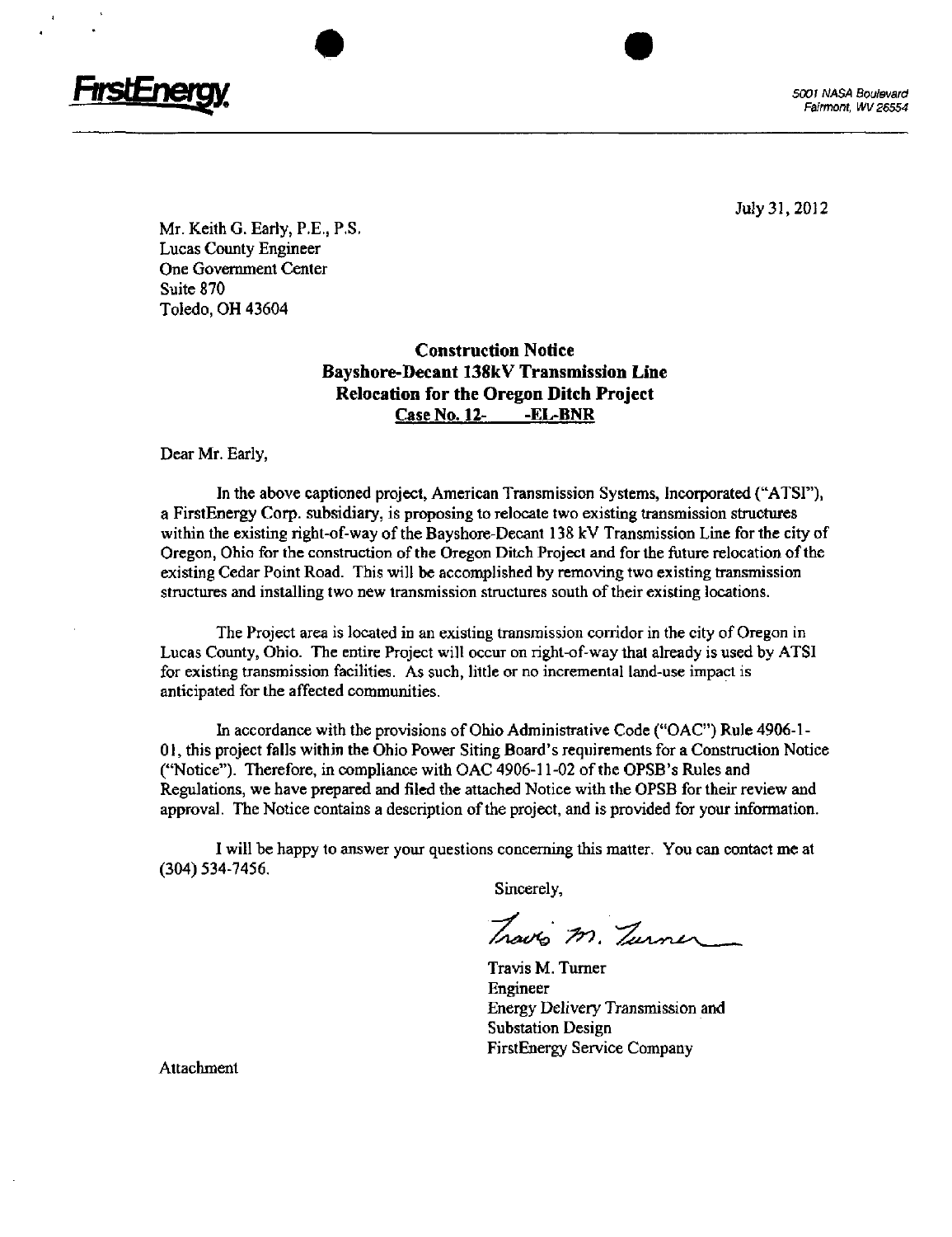FirstEnergy

5001 NASA Boulevard
Fairmont, WV 26554

July 31, 2012

Mr. Keith G. Early, P.E., P.S.
Lucas County Engineer
One Government Center
Suite 870
Toledo, OH 43604

**Construction Notice**
**Bayshore-Decant 138kV Transmission Line**
**Relocation for the Oregon Ditch Project**
**Case No. 12- -EL-BNR**

Dear Mr. Early,

In the above captioned project, American Transmission Systems, Incorporated ("ATSI"), a FirstEnergy Corp. subsidiary, is proposing to relocate two existing transmission structures within the existing right-of-way of the Bayshore-Decant 138 kV Transmission Line for the city of Oregon, Ohio for the construction of the Oregon Ditch Project and for the future relocation of the existing Cedar Point Road. This will be accomplished by removing two existing transmission structures and installing two new transmission structures south of their existing locations.

The Project area is located in an existing transmission corridor in the city of Oregon in Lucas County, Ohio. The entire Project will occur on right-of-way that already is used by ATSI for existing transmission facilities. As such, little or no incremental land-use impact is anticipated for the affected communities.

In accordance with the provisions of Ohio Administrative Code ("OAC") Rule 4906-1-01, this project falls within the Ohio Power Siting Board's requirements for a Construction Notice ("Notice"). Therefore, in compliance with OAC 4906-11-02 of the OPSB's Rules and Regulations, we have prepared and filed the attached Notice with the OPSB for their review and approval. The Notice contains a description of the project, and is provided for your information.

I will be happy to answer your questions concerning this matter. You can contact me at (304) 534-7456.

Sincerely,

Travis M. Turner

Travis M. Turner
Engineer
Energy Delivery Transmission and Substation Design
FirstEnergy Service Company

Attachment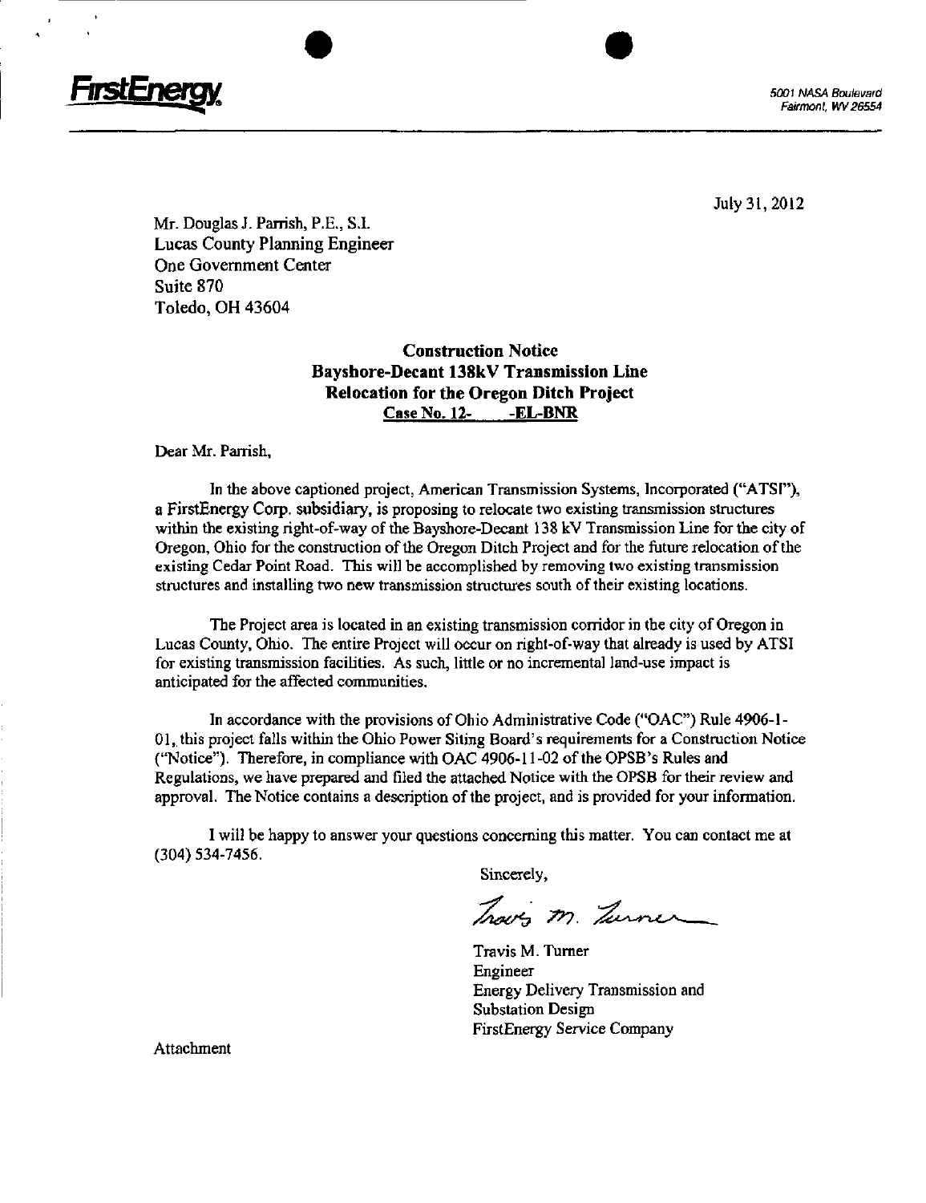FirstEnergy

5001 NASA Boulevard
Fairmont, WV 26554

July 31, 2012

Mr. Douglas J. Parrish, P.E., S.I.
Lucas County Planning Engineer
One Government Center
Suite 870
Toledo, OH 43604

**Construction Notice**
**Bayshore-Decant 138kV Transmission Line**
**Relocation for the Oregon Ditch Project**
**Case No. 12- -EL-BNR**

Dear Mr. Parrish,

In the above captioned project, American Transmission Systems, Incorporated ("ATSI"), a FirstEnergy Corp. subsidiary, is proposing to relocate two existing transmission structures within the existing right-of-way of the Bayshore-Decant 138 kV Transmission Line for the city of Oregon, Ohio for the construction of the Oregon Ditch Project and for the future relocation of the existing Cedar Point Road. This will be accomplished by removing two existing transmission structures and installing two new transmission structures south of their existing locations.

The Project area is located in an existing transmission corridor in the city of Oregon in Lucas County, Ohio. The entire Project will occur on right-of-way that already is used by ATSI for existing transmission facilities. As such, little or no incremental land-use impact is anticipated for the affected communities.

In accordance with the provisions of Ohio Administrative Code ("OAC") Rule 4906-1-01, this project falls within the Ohio Power Siting Board's requirements for a Construction Notice ("Notice"). Therefore, in compliance with OAC 4906-11-02 of the OPSB's Rules and Regulations, we have prepared and filed the attached Notice with the OPSB for their review and approval. The Notice contains a description of the project, and is provided for your information.

I will be happy to answer your questions concerning this matter. You can contact me at (304) 534-7456.

Sincerely,

Travis M. Turner
Engineer
Energy Delivery Transmission and Substation Design
FirstEnergy Service Company

Attachment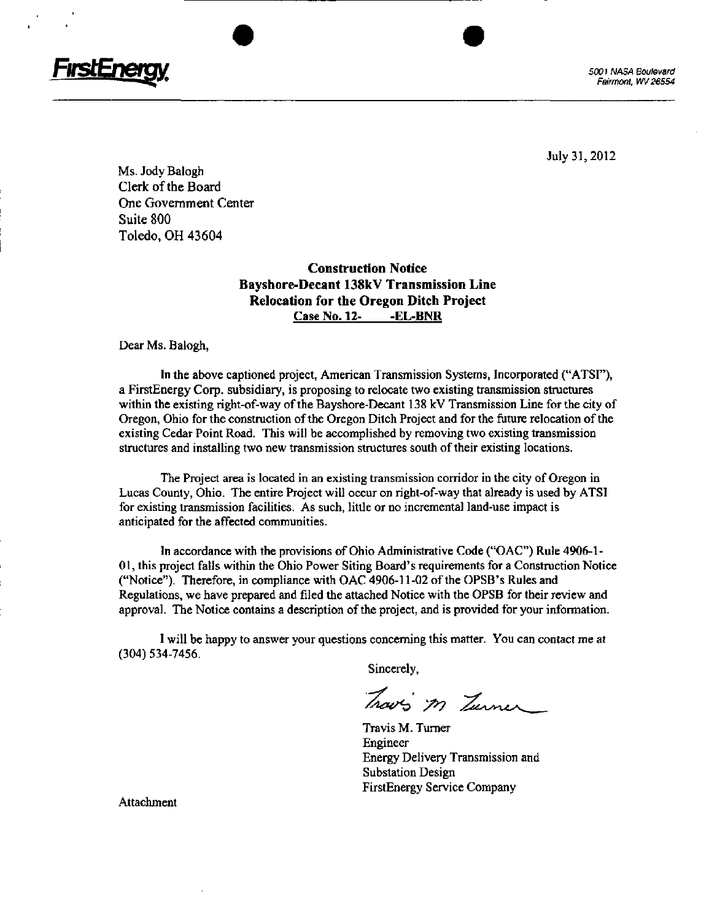FirstEnergy

5001 NASA Boulevard
Fairmont, WV 26554

July 31, 2012

Ms. Jody Balogh
Clerk of the Board
One Government Center
Suite 800
Toledo, OH 43604

**Construction Notice**
**Bayshore-Decant 138kV Transmission Line**
**Relocation for the Oregon Ditch Project**
**Case No. 12- -EL-BNR**

Dear Ms. Balogh,

In the above captioned project, American Transmission Systems, Incorporated ("ATSI"), a FirstEnergy Corp. subsidiary, is proposing to relocate two existing transmission structures within the existing right-of-way of the Bayshore-Decant 138 kV Transmission Line for the city of Oregon, Ohio for the construction of the Oregon Ditch Project and for the future relocation of the existing Cedar Point Road. This will be accomplished by removing two existing transmission structures and installing two new transmission structures south of their existing locations.

The Project area is located in an existing transmission corridor in the city of Oregon in Lucas County, Ohio. The entire Project will occur on right-of-way that already is used by ATSI for existing transmission facilities. As such, little or no incremental land-use impact is anticipated for the affected communities.

In accordance with the provisions of Ohio Administrative Code ("OAC") Rule 4906-1-01, this project falls within the Ohio Power Siting Board's requirements for a Construction Notice ("Notice"). Therefore, in compliance with OAC 4906-11-02 of the OPSB's Rules and Regulations, we have prepared and filed the attached Notice with the OPSB for their review and approval. The Notice contains a description of the project, and is provided for your information.

I will be happy to answer your questions concerning this matter. You can contact me at (304) 534-7456.

Sincerely,

Travis M. Turner

Travis M. Turner
Engineer
Energy Delivery Transmission and Substation Design
FirstEnergy Service Company

Attachment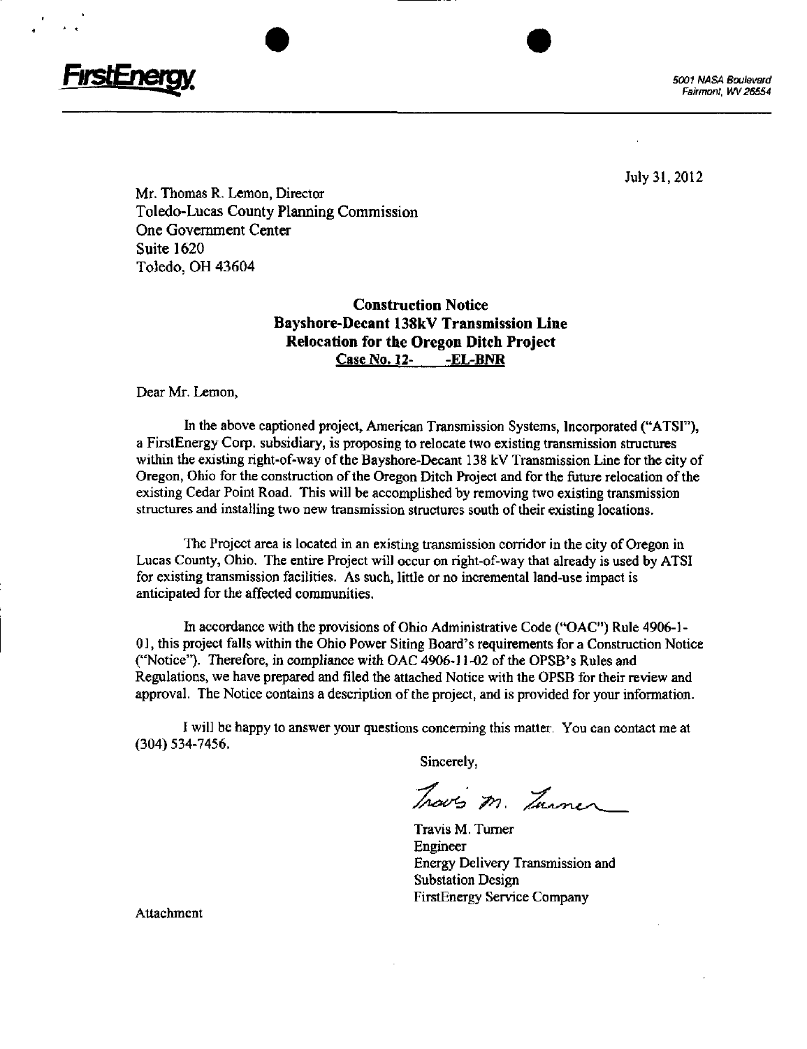**FirstEnergy**

5001 NASA Boulevard
Fairmont, WV 26554

July 31, 2012

Mr. Thomas R. Lemon, Director
Toledo-Lucas County Planning Commission
One Government Center
Suite 1620
Toledo, OH 43604

**Construction Notice**
**Bayshore-Decant 138kV Transmission Line**
**Relocation for the Oregon Ditch Project**
**Case No. 12- -EL-BNR**

Dear Mr. Lemon,

In the above captioned project, American Transmission Systems, Incorporated ("ATSI"), a FirstEnergy Corp. subsidiary, is proposing to relocate two existing transmission structures within the existing right-of-way of the Bayshore-Decant 138 kV Transmission Line for the city of Oregon, Ohio for the construction of the Oregon Ditch Project and for the future relocation of the existing Cedar Point Road. This will be accomplished by removing two existing transmission structures and installing two new transmission structures south of their existing locations.

The Project area is located in an existing transmission corridor in the city of Oregon in Lucas County, Ohio. The entire Project will occur on right-of-way that already is used by ATSI for existing transmission facilities. As such, little or no incremental land-use impact is anticipated for the affected communities.

In accordance with the provisions of Ohio Administrative Code ("OAC") Rule 4906-1-01, this project falls within the Ohio Power Siting Board's requirements for a Construction Notice ("Notice"). Therefore, in compliance with OAC 4906-11-02 of the OPSB's Rules and Regulations, we have prepared and filed the attached Notice with the OPSB for their review and approval. The Notice contains a description of the project, and is provided for your information.

I will be happy to answer your questions concerning this matter. You can contact me at (304) 534-7456.

Sincerely,

Travis M. Turner

Travis M. Turner
Engineer
Energy Delivery Transmission and Substation Design
FirstEnergy Service Company

Attachment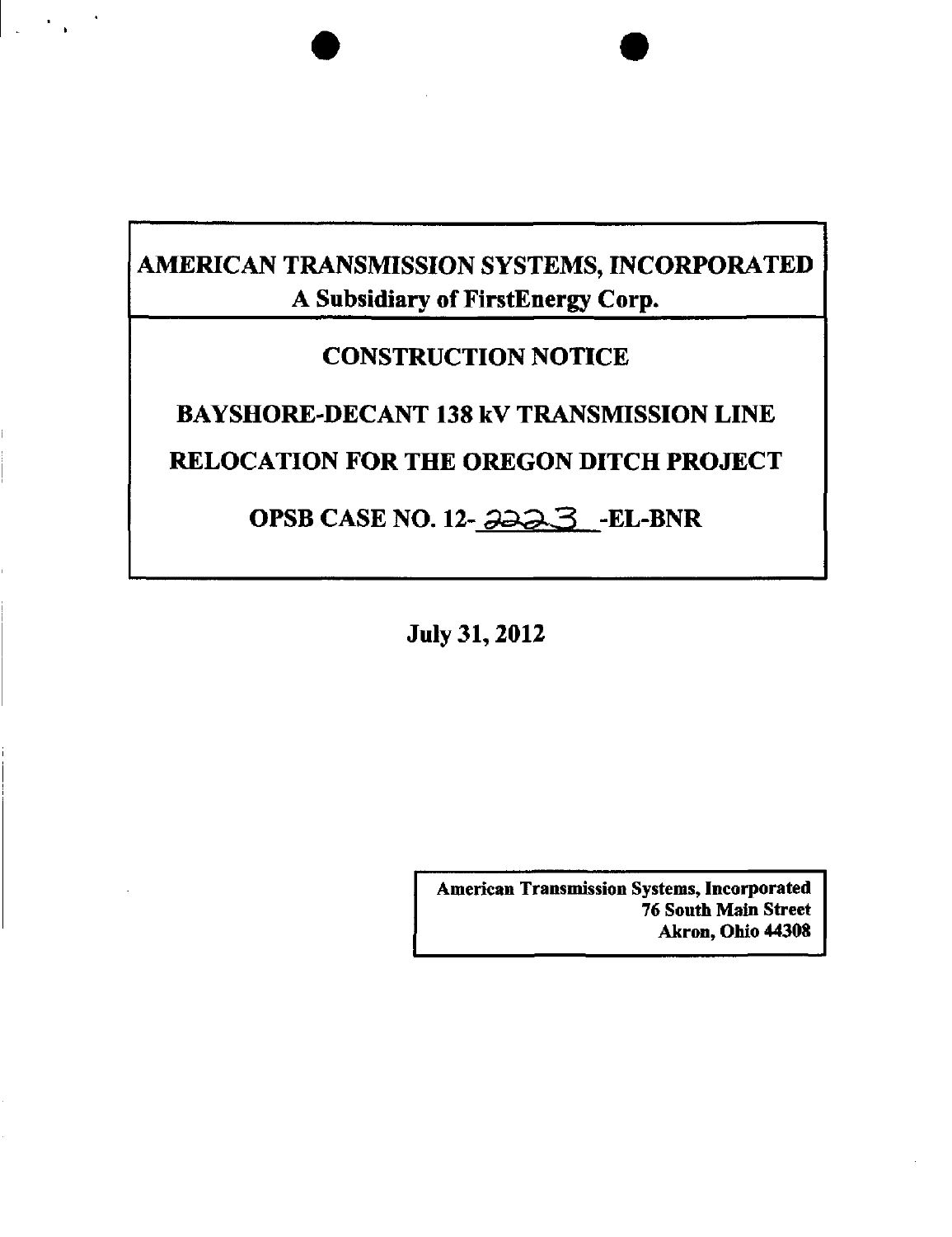# AMERICAN TRANSMISSION SYSTEMS, INCORPORATED

## A Subsidiary of FirstEnergy Corp.

## CONSTRUCTION NOTICE

## BAYSHORE-DECANT 138 kV TRANSMISSION LINE

## RELOCATION FOR THE OREGON DITCH PROJECT

## OPSB CASE NO. 12-2223-EL-BNR

**July 31, 2012**

**American Transmission Systems, Incorporated**
**76 South Main Street**
**Akron, Ohio 44308**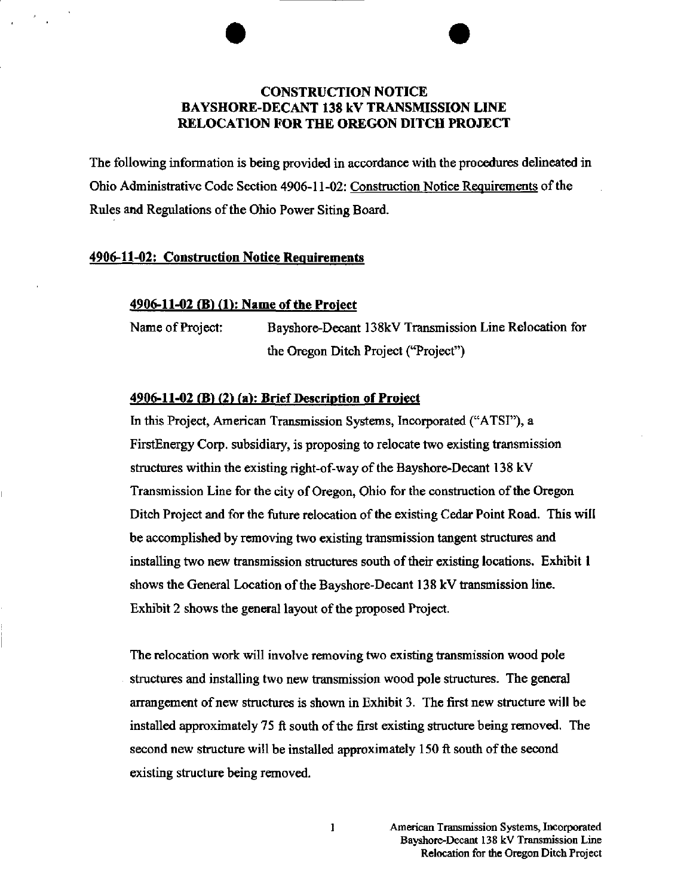# CONSTRUCTION NOTICE
# BAYSHORE-DECANT 138 kV TRANSMISSION LINE
# RELOCATION FOR THE OREGON DITCH PROJECT

The following information is being provided in accordance with the procedures delineated in Ohio Administrative Code Section 4906-11-02: Construction Notice Requirements of the Rules and Regulations of the Ohio Power Siting Board.

## 4906-11-02: Construction Notice Requirements

### 4906-11-02 (B) (1): Name of the Project

Name of Project: Bayshore-Decant 138kV Transmission Line Relocation for the Oregon Ditch Project ("Project")

### 4906-11-02 (B) (2) (a): Brief Description of Project

In this Project, American Transmission Systems, Incorporated ("ATSI"), a FirstEnergy Corp. subsidiary, is proposing to relocate two existing transmission structures within the existing right-of-way of the Bayshore-Decant 138 kV Transmission Line for the city of Oregon, Ohio for the construction of the Oregon Ditch Project and for the future relocation of the existing Cedar Point Road. This will be accomplished by removing two existing transmission tangent structures and installing two new transmission structures south of their existing locations. Exhibit 1 shows the General Location of the Bayshore-Decant 138 kV transmission line. Exhibit 2 shows the general layout of the proposed Project.

The relocation work will involve removing two existing transmission wood pole structures and installing two new transmission wood pole structures. The general arrangement of new structures is shown in Exhibit 3. The first new structure will be installed approximately 75 ft south of the first existing structure being removed. The second new structure will be installed approximately 150 ft south of the second existing structure being removed.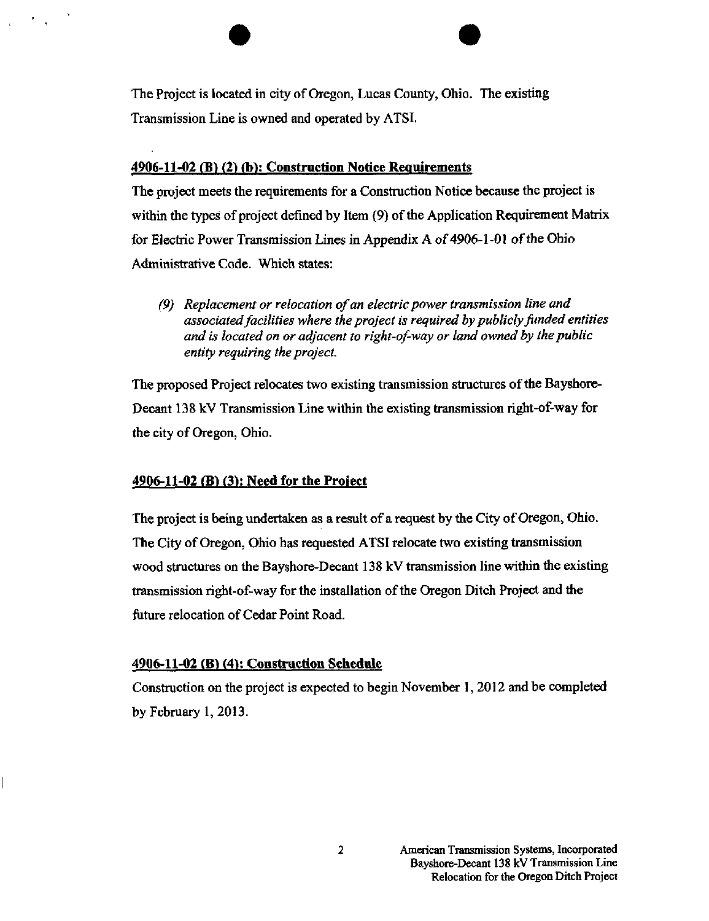The Project is located in city of Oregon, Lucas County, Ohio. The existing Transmission Line is owned and operated by ATSI.

## 4906-11-02 (B) (2) (b): Construction Notice Requirements

The project meets the requirements for a Construction Notice because the project is within the types of project defined by Item (9) of the Application Requirement Matrix for Electric Power Transmission Lines in Appendix A of 4906-1-01 of the Ohio Administrative Code. Which states:

> *(9) Replacement or relocation of an electric power transmission line and associated facilities where the project is required by publicly funded entities and is located on or adjacent to right-of-way or land owned by the public entity requiring the project.*

The proposed Project relocates two existing transmission structures of the Bayshore-Decant 138 kV Transmission Line within the existing transmission right-of-way for the city of Oregon, Ohio.

## 4906-11-02 (B) (3): Need for the Project

The project is being undertaken as a result of a request by the City of Oregon, Ohio. The City of Oregon, Ohio has requested ATSI relocate two existing transmission wood structures on the Bayshore-Decant 138 kV transmission line within the existing transmission right-of-way for the installation of the Oregon Ditch Project and the future relocation of Cedar Point Road.

## 4906-11-02 (B) (4): Construction Schedule

Construction on the project is expected to begin November 1, 2012 and be completed by February 1, 2013.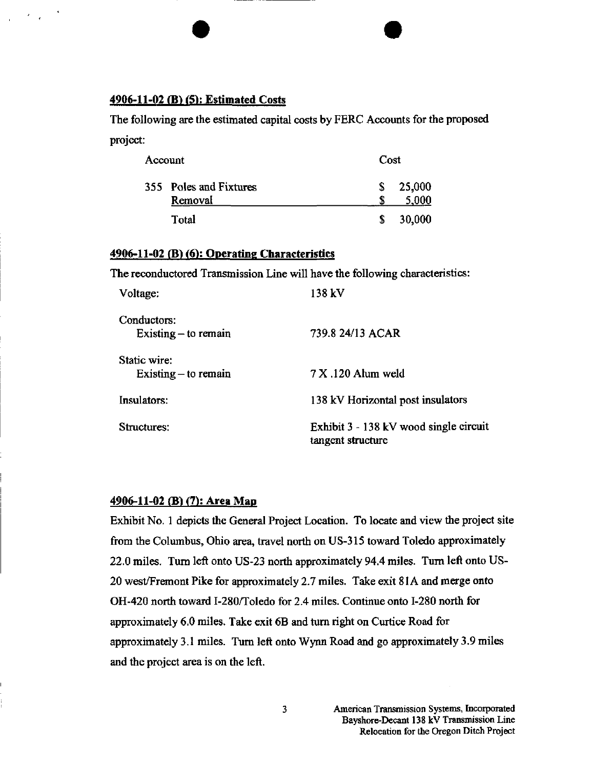## **4906-11-02 (B) (5): Estimated Costs**

The following are the estimated capital costs by FERC Accounts for the proposed project:

| Account | Cost |
|---|---|
| 355 Poles and Fixtures | $ 25,000 |
| Removal | $ 5,000 |
| Total | $ 30,000 |

## **4906-11-02 (B) (6): Operating Characteristics**

The reconductored Transmission Line will have the following characteristics:

| | |
|---|---|
| Voltage: | 138 kV |
| Conductors: Existing – to remain | 739.8 24/13 ACAR |
| Static wire: Existing – to remain | 7 X .120 Alum weld |
| Insulators: | 138 kV Horizontal post insulators |
| Structures: | Exhibit 3 - 138 kV wood single circuit tangent structure |

## **4906-11-02 (B) (7): Area Map**

Exhibit No. 1 depicts the General Project Location. To locate and view the project site from the Columbus, Ohio area, travel north on US-315 toward Toledo approximately 22.0 miles. Turn left onto US-23 north approximately 94.4 miles. Turn left onto US-20 west/Fremont Pike for approximately 2.7 miles. Take exit 81A and merge onto OH-420 north toward I-280/Toledo for 2.4 miles. Continue onto I-280 north for approximately 6.0 miles. Take exit 6B and turn right on Curtice Road for approximately 3.1 miles. Turn left onto Wynn Road and go approximately 3.9 miles and the project area is on the left.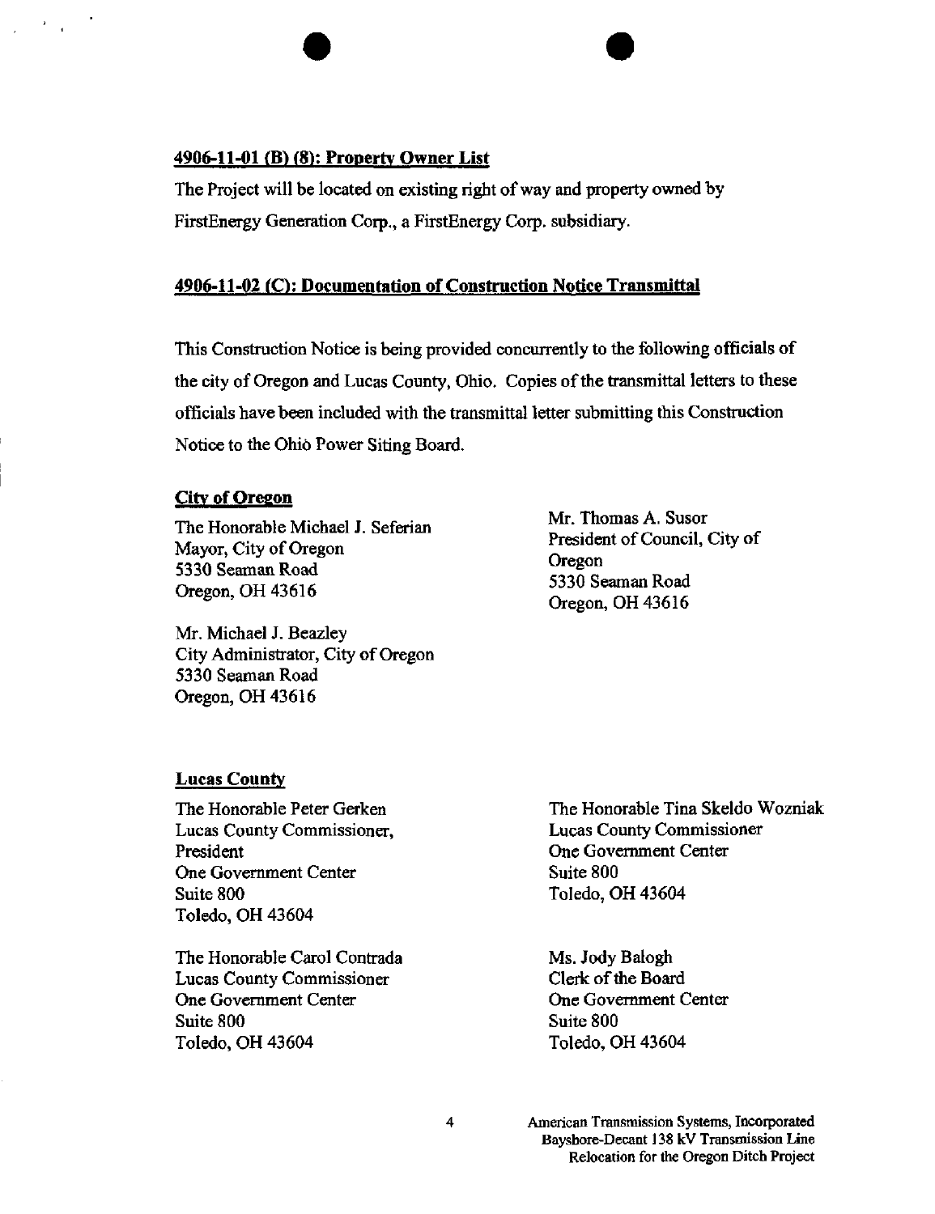## 4906-11-01 (B) (8): Property Owner List

The Project will be located on existing right of way and property owned by FirstEnergy Generation Corp., a FirstEnergy Corp. subsidiary.

## 4906-11-02 (C): Documentation of Construction Notice Transmittal

This Construction Notice is being provided concurrently to the following officials of the city of Oregon and Lucas County, Ohio. Copies of the transmittal letters to these officials have been included with the transmittal letter submitting this Construction Notice to the Ohio Power Siting Board.

### City of Oregon

The Honorable Michael J. Seferian
Mayor, City of Oregon
5330 Seaman Road
Oregon, OH 43616

Mr. Thomas A. Susor
President of Council, City of Oregon
5330 Seaman Road
Oregon, OH 43616

Mr. Michael J. Beazley
City Administrator, City of Oregon
5330 Seaman Road
Oregon, OH 43616

### Lucas County

The Honorable Peter Gerken
Lucas County Commissioner, President
One Government Center
Suite 800
Toledo, OH 43604

The Honorable Tina Skeldo Wozniak
Lucas County Commissioner
One Government Center
Suite 800
Toledo, OH 43604

The Honorable Carol Contrada
Lucas County Commissioner
One Government Center
Suite 800
Toledo, OH 43604

Ms. Jody Balogh
Clerk of the Board
One Government Center
Suite 800
Toledo, OH 43604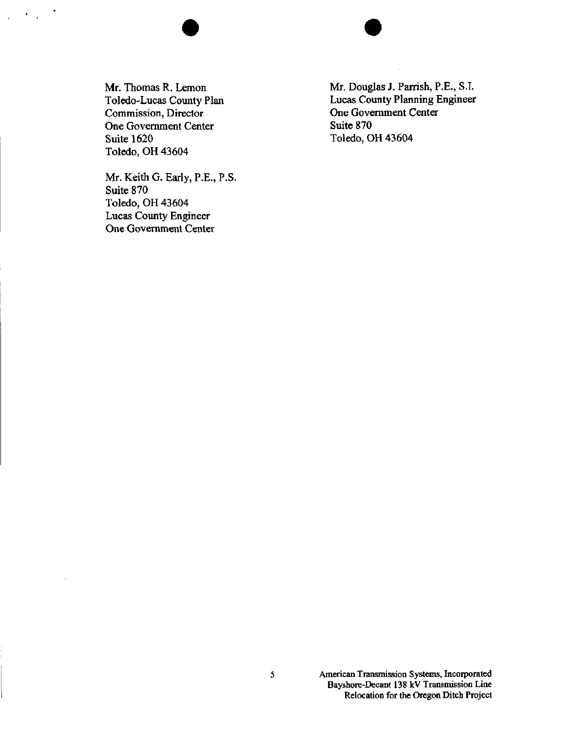Mr. Thomas R. Lemon
Toledo-Lucas County Plan
Commission, Director
One Government Center
Suite 1620
Toledo, OH 43604

Mr. Keith G. Early, P.E., P.S.
Suite 870
Toledo, OH 43604
Lucas County Engineer
One Government Center

Mr. Douglas J. Parrish, P.E., S.I.
Lucas County Planning Engineer
One Government Center
Suite 870
Toledo, OH 43604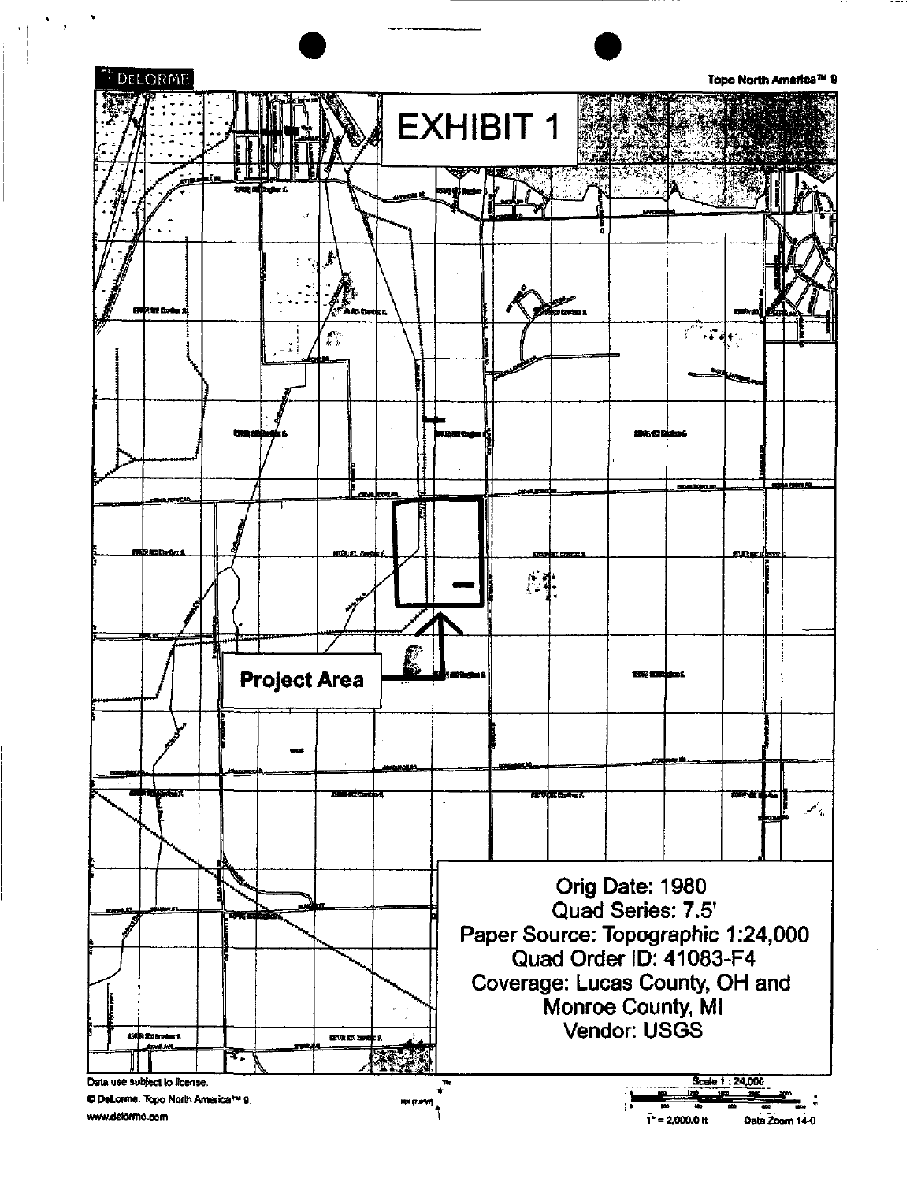DELORME

Topo North America™ 9

# EXHIBIT 1

Project Area

Orig Date: 1980
Quad Series: 7.5'
Paper Source: Topographic 1:24,000
Quad Order ID: 41083-F4
Coverage: Lucas County, OH and Monroe County, MI
Vendor: USGS

Data use subject to license.

© DeLorme. Topo North America™ 9.

www.delorme.com

Scale 1 : 24,000

1" = 2,000.0 ft

Data Zoom 14-0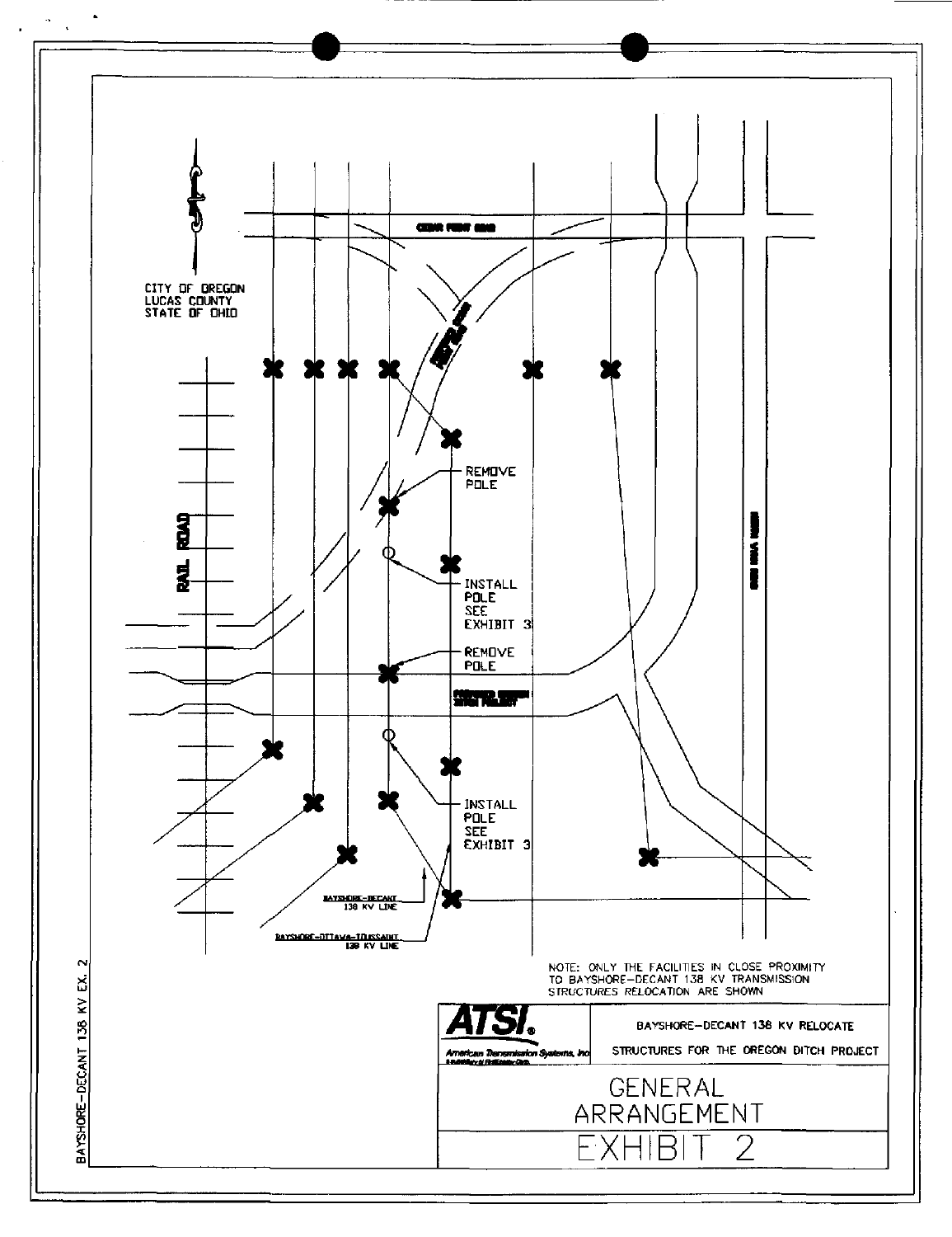CITY OF OREGON
LUCAS COUNTY
STATE OF OHIO

CEDAR POINT ROAD

RAIL ROAD

REMOVE POLE

INSTALL POLE SEE EXHIBIT 3

REMOVE POLE

PROPOSED OREGON DITCH PROJECT

INSTALL POLE SEE EXHIBIT 3

BAYSHORE-DECANT 138 KV LINE

BAYSHORE-OTTAWA-TOUSSAINT 138 KV LINE

NOTE: ONLY THE FACILITIES IN CLOSE PROXIMITY TO BAYSHORE-DECANT 138 KV TRANSMISSION STRUCTURES RELOCATION ARE SHOWN

**ATSI.**
American Transmission Systems, Inc

BAYSHORE-DECANT 138 KV RELOCATE

STRUCTURES FOR THE OREGON DITCH PROJECT

# GENERAL ARRANGEMENT

# EXHIBIT 2

BAYSHORE-DECANT 138 KV EX. 2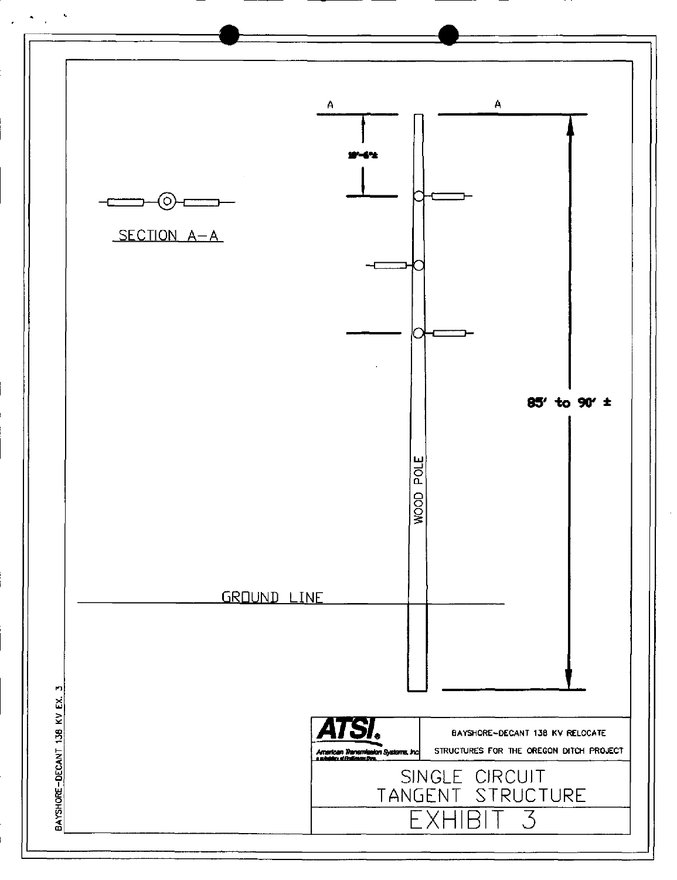A A

10'-6"±

SECTION A–A

85' to 90' ±

WOOD POLE

GROUND LINE

BAYSHORE–DECANT 138 KV EX. 3

ATSI

American Transmission Systems, Inc.

BAYSHORE–DECANT 138 KV RELOCATE

STRUCTURES FOR THE OREGON DITCH PROJECT

SINGLE CIRCUIT
TANGENT STRUCTURE

EXHIBIT 3